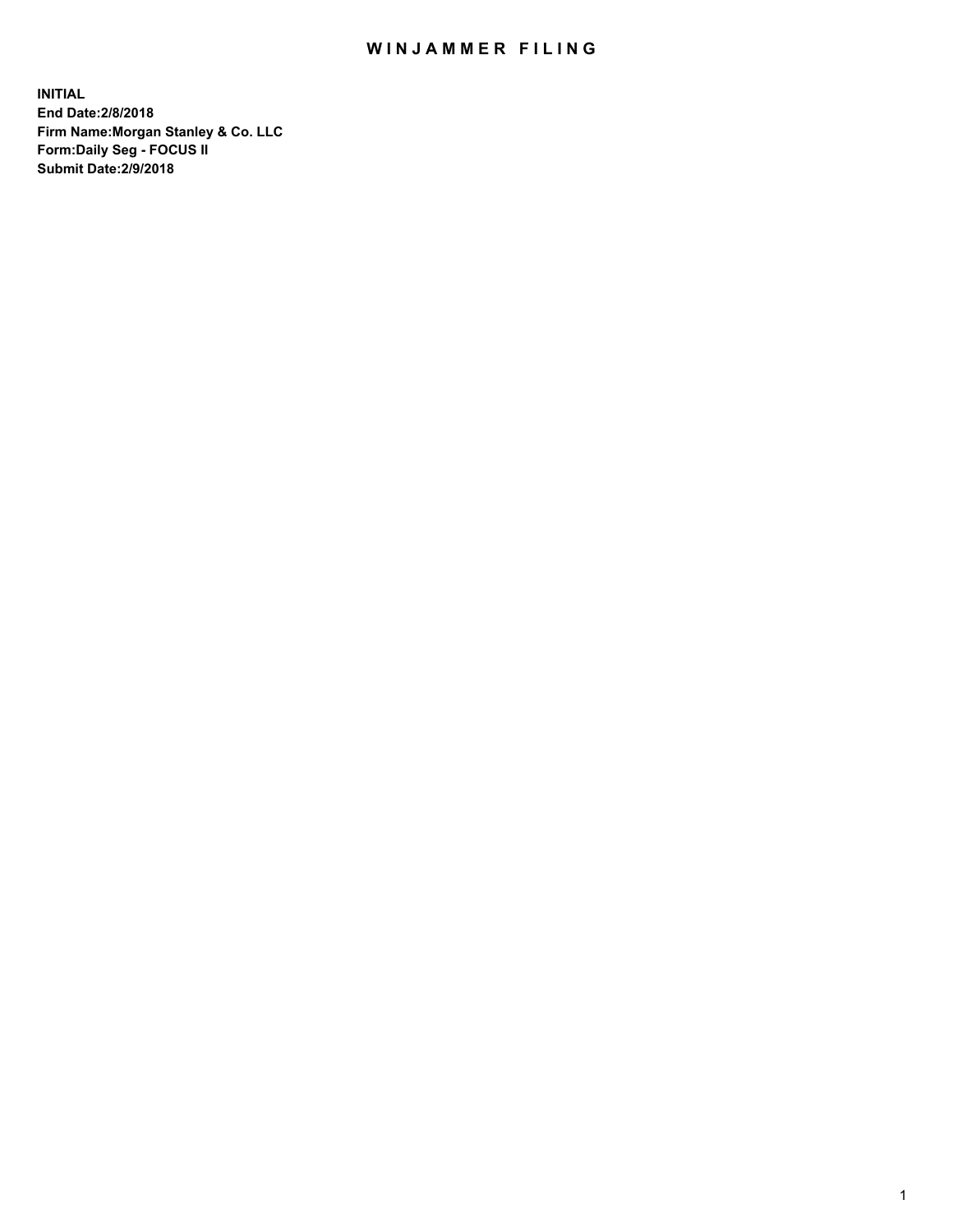# WINJAMMER FILING

**INITIAL**
**End Date:2/8/2018**
**Firm Name:Morgan Stanley & Co. LLC**
**Form:Daily Seg - FOCUS II**
**Submit Date:2/9/2018**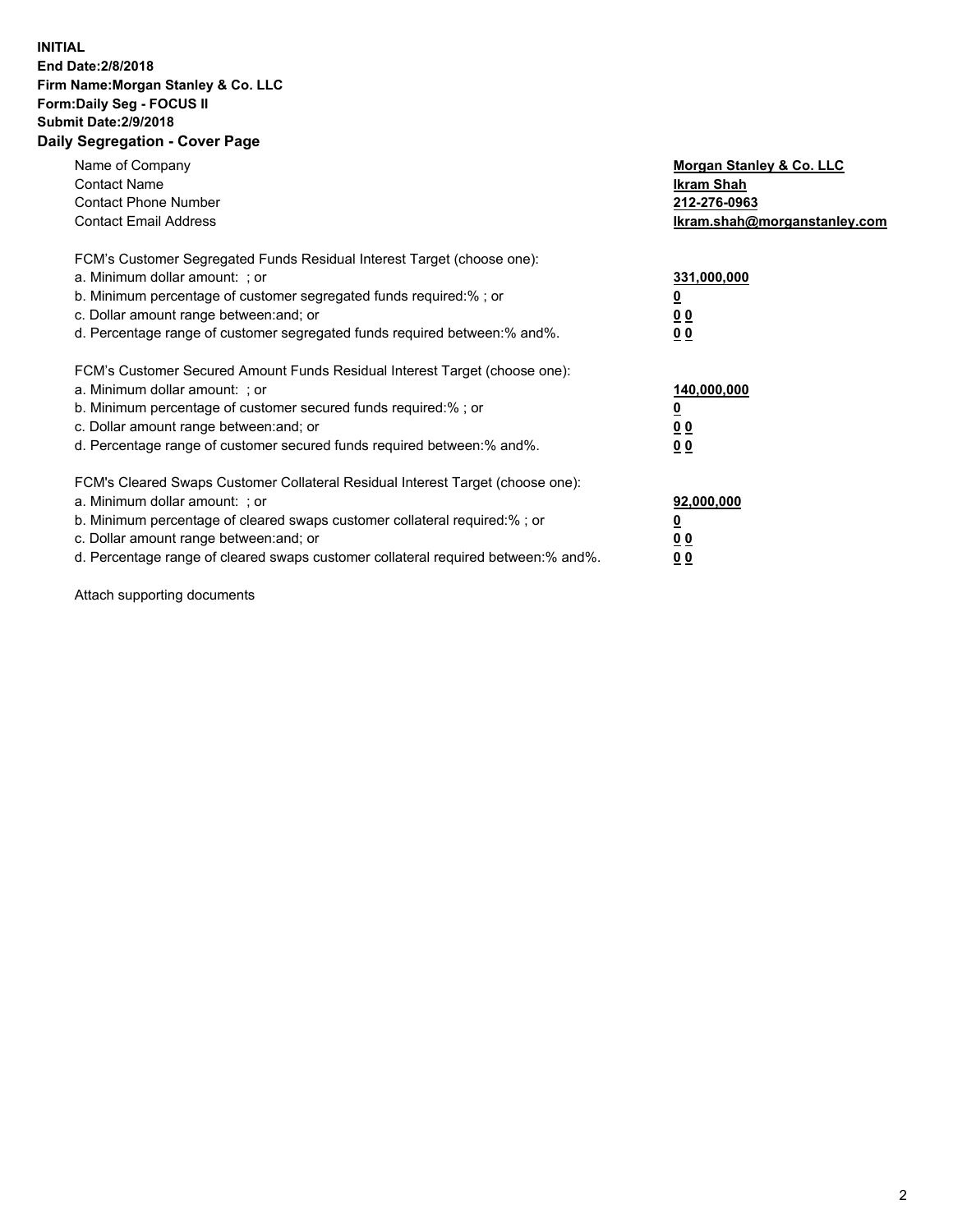**INITIAL**
**End Date:2/8/2018**
**Firm Name:Morgan Stanley & Co. LLC**
**Form:Daily Seg - FOCUS II**
**Submit Date:2/9/2018**

## Daily Segregation - Cover Page

| | |
|---|---|
| Name of Company | **Morgan Stanley & Co. LLC** |
| Contact Name | **Ikram Shah** |
| Contact Phone Number | **212-276-0963** |
| Contact Email Address | **Ikram.shah@morganstanley.com** |

| | |
|---|---|
| FCM's Customer Segregated Funds Residual Interest Target (choose one): | |
| a. Minimum dollar amount: ; or | **331,000,000** |
| b. Minimum percentage of customer segregated funds required:% ; or | **0** |
| c. Dollar amount range between:and; or | **0 0** |
| d. Percentage range of customer segregated funds required between:% and%. | **0 0** |

| | |
|---|---|
| FCM's Customer Secured Amount Funds Residual Interest Target (choose one): | |
| a. Minimum dollar amount: ; or | **140,000,000** |
| b. Minimum percentage of customer secured funds required:% ; or | **0** |
| c. Dollar amount range between:and; or | **0 0** |
| d. Percentage range of customer secured funds required between:% and%. | **0 0** |

| | |
|---|---|
| FCM's Cleared Swaps Customer Collateral Residual Interest Target (choose one): | |
| a. Minimum dollar amount: ; or | **92,000,000** |
| b. Minimum percentage of cleared swaps customer collateral required:% ; or | **0** |
| c. Dollar amount range between:and; or | **0 0** |
| d. Percentage range of cleared swaps customer collateral required between:% and%. | **0 0** |

Attach supporting documents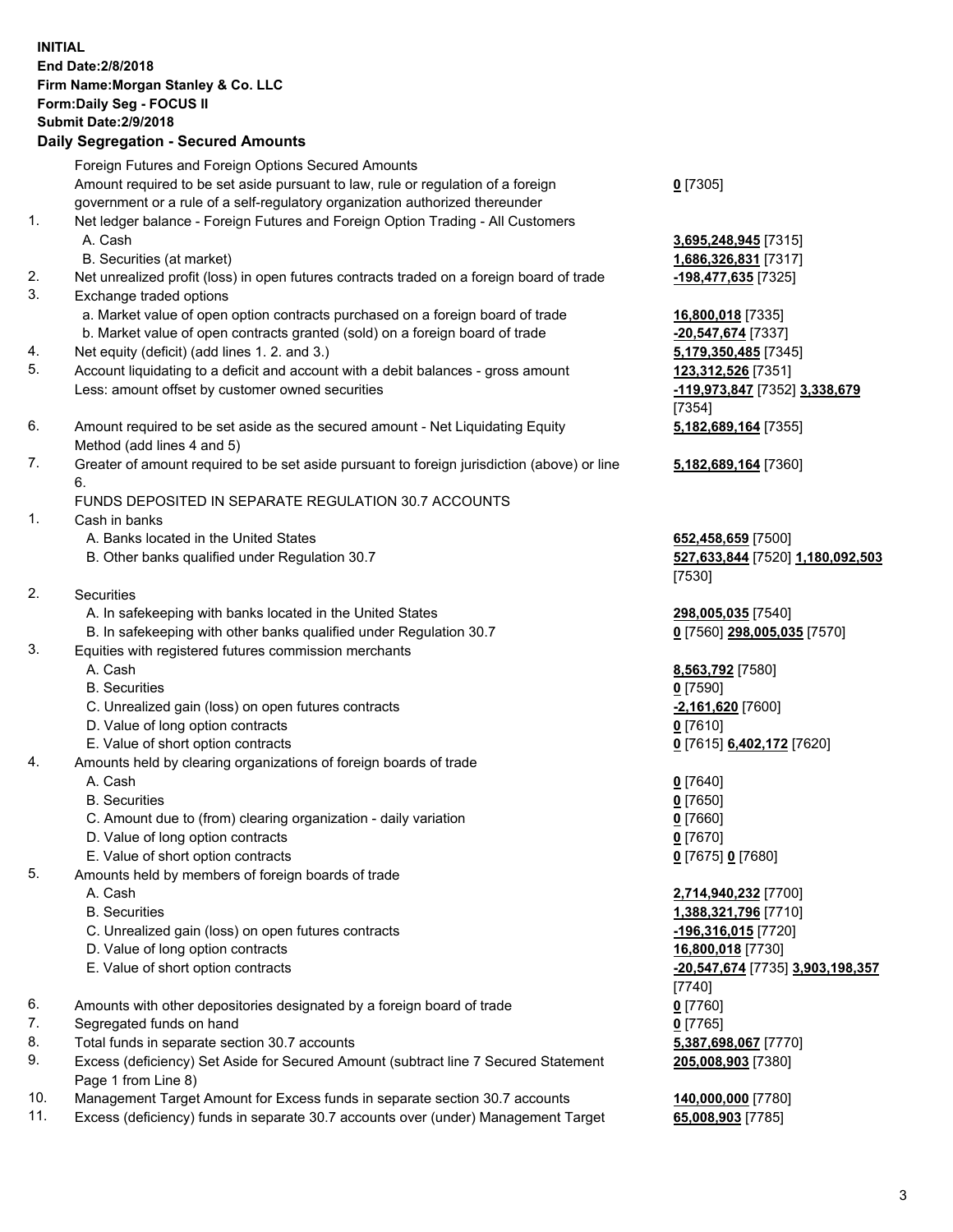**INITIAL**
**End Date:2/8/2018**
**Firm Name:Morgan Stanley & Co. LLC**
**Form:Daily Seg - FOCUS II**
**Submit Date:2/9/2018**

## Daily Segregation - Secured Amounts

| | | |
|---|---|---|
| | Foreign Futures and Foreign Options Secured Amounts | |
| | Amount required to be set aside pursuant to law, rule or regulation of a foreign government or a rule of a self-regulatory organization authorized thereunder | **0** [7305] |
| 1. | Net ledger balance - Foreign Futures and Foreign Option Trading - All Customers | |
| | A. Cash | **3,695,248,945** [7315] |
| | B. Securities (at market) | **1,686,326,831** [7317] |
| 2. | Net unrealized profit (loss) in open futures contracts traded on a foreign board of trade | **-198,477,635** [7325] |
| 3. | Exchange traded options | |
| | a. Market value of open option contracts purchased on a foreign board of trade | **16,800,018** [7335] |
| | b. Market value of open contracts granted (sold) on a foreign board of trade | **-20,547,674** [7337] |
| 4. | Net equity (deficit) (add lines 1. 2. and 3.) | **5,179,350,485** [7345] |
| 5. | Account liquidating to a deficit and account with a debit balances - gross amount | **123,312,526** [7351] |
| | Less: amount offset by customer owned securities | **-119,973,847** [7352] **3,338,679** [7354] |
| 6. | Amount required to be set aside as the secured amount - Net Liquidating Equity Method (add lines 4 and 5) | **5,182,689,164** [7355] |
| 7. | Greater of amount required to be set aside pursuant to foreign jurisdiction (above) or line 6. | **5,182,689,164** [7360] |
| | FUNDS DEPOSITED IN SEPARATE REGULATION 30.7 ACCOUNTS | |
| 1. | Cash in banks | |
| | A. Banks located in the United States | **652,458,659** [7500] |
| | B. Other banks qualified under Regulation 30.7 | **527,633,844** [7520] **1,180,092,503** [7530] |
| 2. | Securities | |
| | A. In safekeeping with banks located in the United States | **298,005,035** [7540] |
| | B. In safekeeping with other banks qualified under Regulation 30.7 | **0** [7560] **298,005,035** [7570] |
| 3. | Equities with registered futures commission merchants | |
| | A. Cash | **8,563,792** [7580] |
| | B. Securities | **0** [7590] |
| | C. Unrealized gain (loss) on open futures contracts | **-2,161,620** [7600] |
| | D. Value of long option contracts | **0** [7610] |
| | E. Value of short option contracts | **0** [7615] **6,402,172** [7620] |
| 4. | Amounts held by clearing organizations of foreign boards of trade | |
| | A. Cash | **0** [7640] |
| | B. Securities | **0** [7650] |
| | C. Amount due to (from) clearing organization - daily variation | **0** [7660] |
| | D. Value of long option contracts | **0** [7670] |
| | E. Value of short option contracts | **0** [7675] **0** [7680] |
| 5. | Amounts held by members of foreign boards of trade | |
| | A. Cash | **2,714,940,232** [7700] |
| | B. Securities | **1,388,321,796** [7710] |
| | C. Unrealized gain (loss) on open futures contracts | **-196,316,015** [7720] |
| | D. Value of long option contracts | **16,800,018** [7730] |
| | E. Value of short option contracts | **-20,547,674** [7735] **3,903,198,357** [7740] |
| 6. | Amounts with other depositories designated by a foreign board of trade | **0** [7760] |
| 7. | Segregated funds on hand | **0** [7765] |
| 8. | Total funds in separate section 30.7 accounts | **5,387,698,067** [7770] |
| 9. | Excess (deficiency) Set Aside for Secured Amount (subtract line 7 Secured Statement Page 1 from Line 8) | **205,008,903** [7380] |
| 10. | Management Target Amount for Excess funds in separate section 30.7 accounts | **140,000,000** [7780] |
| 11. | Excess (deficiency) funds in separate 30.7 accounts over (under) Management Target | **65,008,903** [7785] |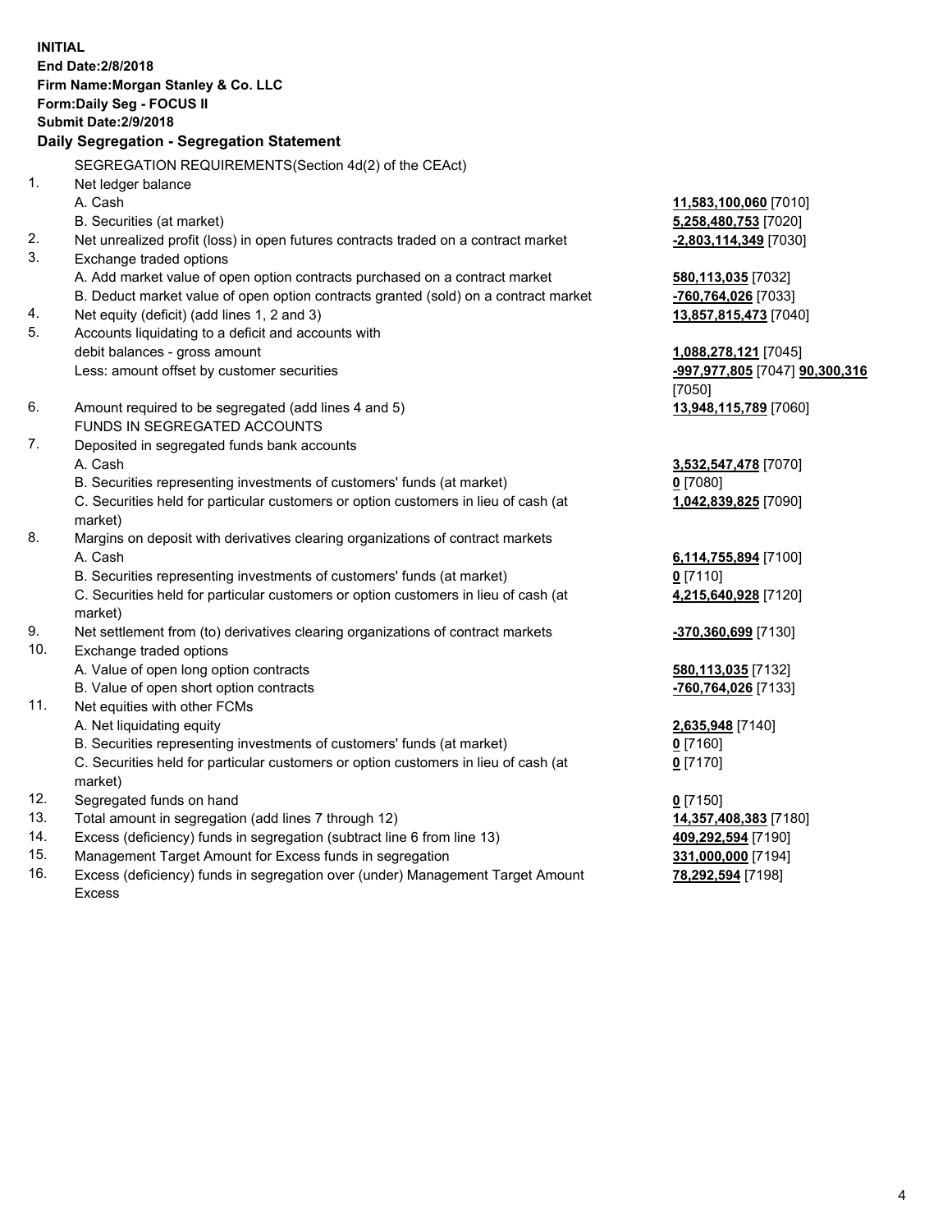**INITIAL**
**End Date:2/8/2018**
**Firm Name:Morgan Stanley & Co. LLC**
**Form:Daily Seg - FOCUS II**
**Submit Date:2/9/2018**

**Daily Segregation - Segregation Statement**

SEGREGATION REQUIREMENTS(Section 4d(2) of the CEAct)

| | | |
|---|---|---|
| 1. | Net ledger balance | |
| | A. Cash | **11,583,100,060** [7010] |
| | B. Securities (at market) | **5,258,480,753** [7020] |
| 2. | Net unrealized profit (loss) in open futures contracts traded on a contract market | **-2,803,114,349** [7030] |
| 3. | Exchange traded options | |
| | A. Add market value of open option contracts purchased on a contract market | **580,113,035** [7032] |
| | B. Deduct market value of open option contracts granted (sold) on a contract market | **-760,764,026** [7033] |
| 4. | Net equity (deficit) (add lines 1, 2 and 3) | **13,857,815,473** [7040] |
| 5. | Accounts liquidating to a deficit and accounts with debit balances - gross amount | **1,088,278,121** [7045] |
| | Less: amount offset by customer securities | **-997,977,805** [7047] **90,300,316** [7050] |
| 6. | Amount required to be segregated (add lines 4 and 5) | **13,948,115,789** [7060] |
| | FUNDS IN SEGREGATED ACCOUNTS | |
| 7. | Deposited in segregated funds bank accounts | |
| | A. Cash | **3,532,547,478** [7070] |
| | B. Securities representing investments of customers' funds (at market) | **0** [7080] |
| | C. Securities held for particular customers or option customers in lieu of cash (at market) | **1,042,839,825** [7090] |
| 8. | Margins on deposit with derivatives clearing organizations of contract markets | |
| | A. Cash | **6,114,755,894** [7100] |
| | B. Securities representing investments of customers' funds (at market) | **0** [7110] |
| | C. Securities held for particular customers or option customers in lieu of cash (at market) | **4,215,640,928** [7120] |
| 9. | Net settlement from (to) derivatives clearing organizations of contract markets | **-370,360,699** [7130] |
| 10. | Exchange traded options | |
| | A. Value of open long option contracts | **580,113,035** [7132] |
| | B. Value of open short option contracts | **-760,764,026** [7133] |
| 11. | Net equities with other FCMs | |
| | A. Net liquidating equity | **2,635,948** [7140] |
| | B. Securities representing investments of customers' funds (at market) | **0** [7160] |
| | C. Securities held for particular customers or option customers in lieu of cash (at market) | **0** [7170] |
| 12. | Segregated funds on hand | **0** [7150] |
| 13. | Total amount in segregation (add lines 7 through 12) | **14,357,408,383** [7180] |
| 14. | Excess (deficiency) funds in segregation (subtract line 6 from line 13) | **409,292,594** [7190] |
| 15. | Management Target Amount for Excess funds in segregation | **331,000,000** [7194] |
| 16. | Excess (deficiency) funds in segregation over (under) Management Target Amount Excess | **78,292,594** [7198] |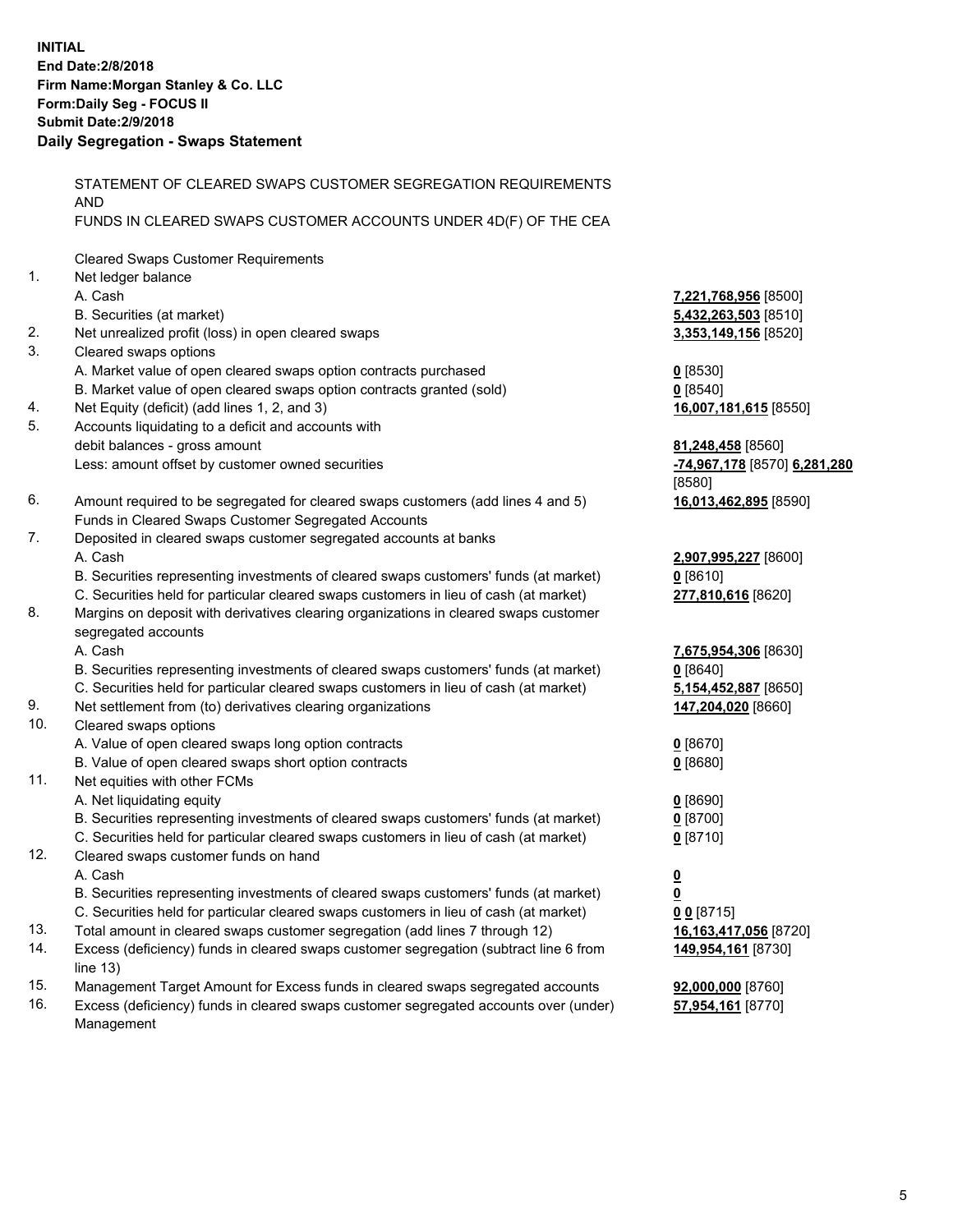**INITIAL**
**End Date:2/8/2018**
**Firm Name:Morgan Stanley & Co. LLC**
**Form:Daily Seg - FOCUS II**
**Submit Date:2/9/2018**
**Daily Segregation - Swaps Statement**

STATEMENT OF CLEARED SWAPS CUSTOMER SEGREGATION REQUIREMENTS AND FUNDS IN CLEARED SWAPS CUSTOMER ACCOUNTS UNDER 4D(F) OF THE CEA

| | | |
|---|---|---|
| | Cleared Swaps Customer Requirements | |
| 1. | Net ledger balance | |
| | A. Cash | **7,221,768,956** [8500] |
| | B. Securities (at market) | **5,432,263,503** [8510] |
| 2. | Net unrealized profit (loss) in open cleared swaps | **3,353,149,156** [8520] |
| 3. | Cleared swaps options | |
| | A. Market value of open cleared swaps option contracts purchased | **0** [8530] |
| | B. Market value of open cleared swaps option contracts granted (sold) | **0** [8540] |
| 4. | Net Equity (deficit) (add lines 1, 2, and 3) | **16,007,181,615** [8550] |
| 5. | Accounts liquidating to a deficit and accounts with debit balances - gross amount | **81,248,458** [8560] |
| | Less: amount offset by customer owned securities | **-74,967,178** [8570] **6,281,280** [8580] |
| 6. | Amount required to be segregated for cleared swaps customers (add lines 4 and 5) | **16,013,462,895** [8590] |
| | Funds in Cleared Swaps Customer Segregated Accounts | |
| 7. | Deposited in cleared swaps customer segregated accounts at banks | |
| | A. Cash | **2,907,995,227** [8600] |
| | B. Securities representing investments of cleared swaps customers' funds (at market) | **0** [8610] |
| | C. Securities held for particular cleared swaps customers in lieu of cash (at market) | **277,810,616** [8620] |
| 8. | Margins on deposit with derivatives clearing organizations in cleared swaps customer segregated accounts | |
| | A. Cash | **7,675,954,306** [8630] |
| | B. Securities representing investments of cleared swaps customers' funds (at market) | **0** [8640] |
| | C. Securities held for particular cleared swaps customers in lieu of cash (at market) | **5,154,452,887** [8650] |
| 9. | Net settlement from (to) derivatives clearing organizations | **147,204,020** [8660] |
| 10. | Cleared swaps options | |
| | A. Value of open cleared swaps long option contracts | **0** [8670] |
| | B. Value of open cleared swaps short option contracts | **0** [8680] |
| 11. | Net equities with other FCMs | |
| | A. Net liquidating equity | **0** [8690] |
| | B. Securities representing investments of cleared swaps customers' funds (at market) | **0** [8700] |
| | C. Securities held for particular cleared swaps customers in lieu of cash (at market) | **0** [8710] |
| 12. | Cleared swaps customer funds on hand | |
| | A. Cash | **0** |
| | B. Securities representing investments of cleared swaps customers' funds (at market) | **0** |
| | C. Securities held for particular cleared swaps customers in lieu of cash (at market) | **0** **0** [8715] |
| 13. | Total amount in cleared swaps customer segregation (add lines 7 through 12) | **16,163,417,056** [8720] |
| 14. | Excess (deficiency) funds in cleared swaps customer segregation (subtract line 6 from line 13) | **149,954,161** [8730] |
| 15. | Management Target Amount for Excess funds in cleared swaps segregated accounts | **92,000,000** [8760] |
| 16. | Excess (deficiency) funds in cleared swaps customer segregated accounts over (under) Management | **57,954,161** [8770] |